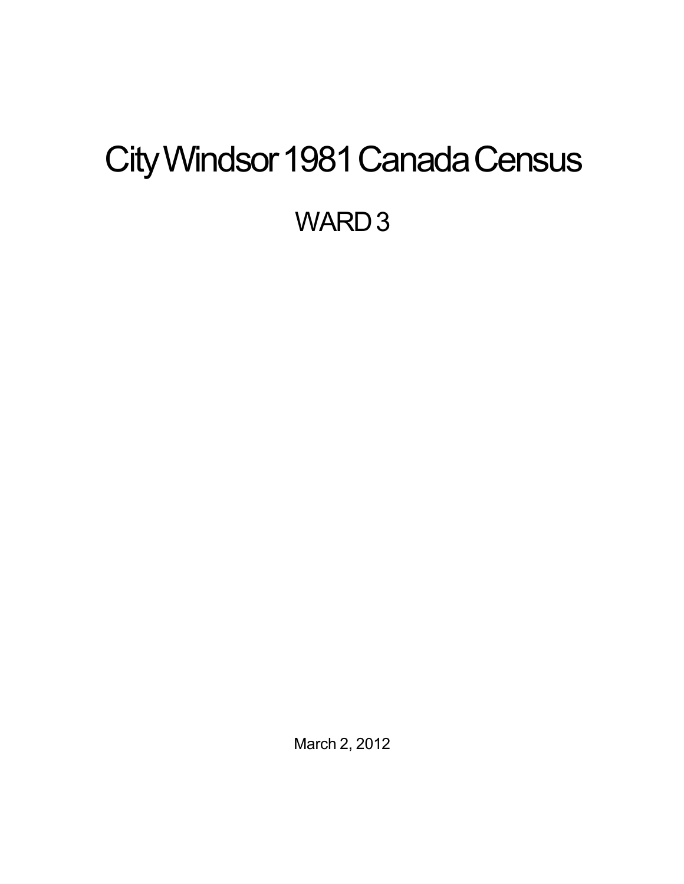# City Windsor 1981 Canada Census

## WARD 3

March 2, 2012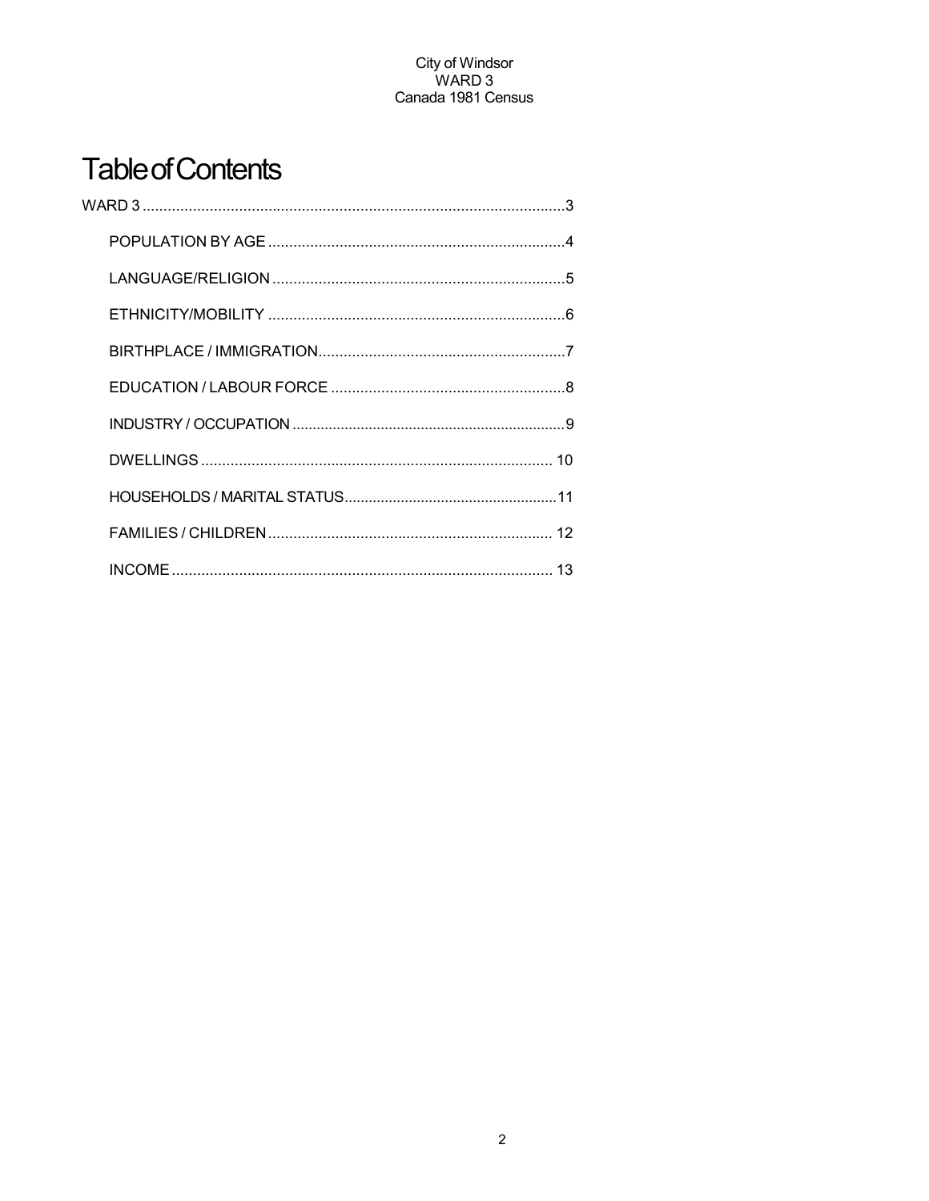# Table of Contents

WARD 3 ........................................................................................................3

- POPULATION BY AGE ........................................................................4
- LANGUAGE/RELIGION ......................................................................5
- ETHNICITY/MOBILITY .......................................................................6
- BIRTHPLACE / IMMIGRATION............................................................7
- EDUCATION / LABOUR FORCE ........................................................8
- INDUSTRY / OCCUPATION ................................................................9
- DWELLINGS ..................................................................................... 10
- HOUSEHOLDS / MARITAL STATUS....................................................11
- FAMILIES / CHILDREN .................................................................... 12
- INCOME ........................................................................................... 13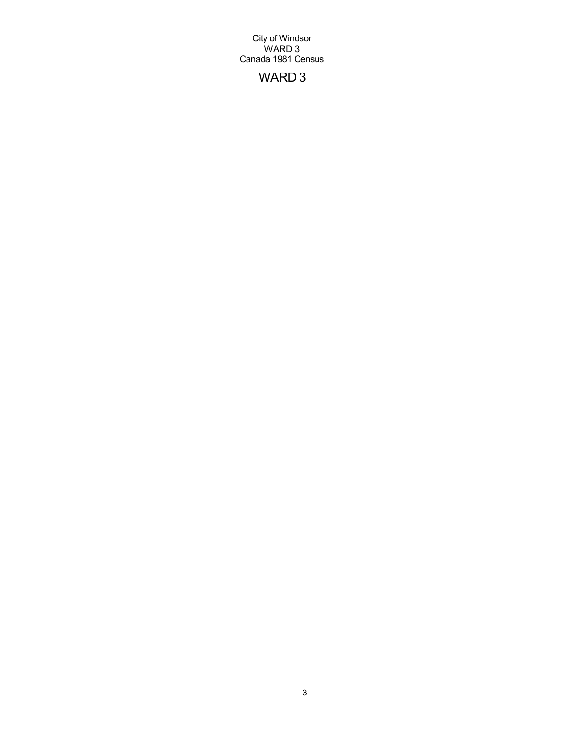# WARD 3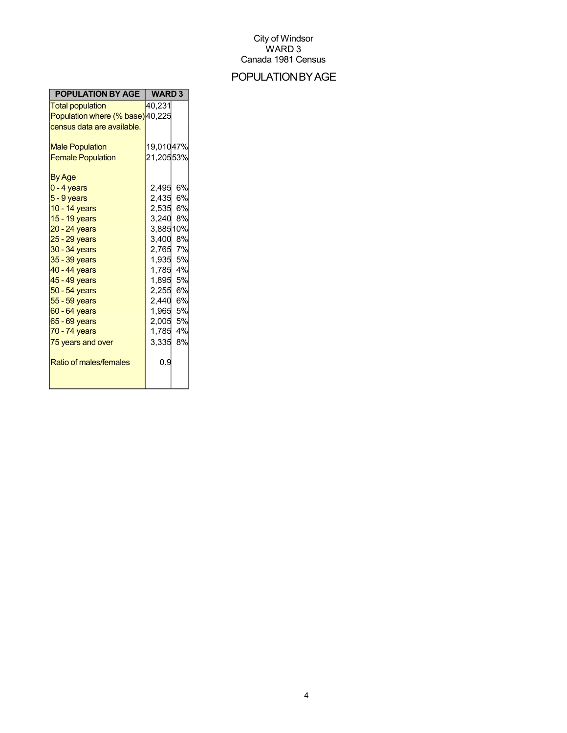City of Windsor
WARD 3
Canada 1981 Census

# POPULATION BY AGE

| POPULATION BY AGE | WARD 3 | |
|---|---|---|
| Total population | 40,231 | |
| Population where (% base) census data are available. | 40,225 | |
| Male Population | 19,010 | 47% |
| Female Population | 21,205 | 53% |
| By Age | | |
| 0 - 4 years | 2,495 | 6% |
| 5 - 9 years | 2,435 | 6% |
| 10 - 14 years | 2,535 | 6% |
| 15 - 19 years | 3,240 | 8% |
| 20 - 24 years | 3,885 | 10% |
| 25 - 29 years | 3,400 | 8% |
| 30 - 34 years | 2,765 | 7% |
| 35 - 39 years | 1,935 | 5% |
| 40 - 44 years | 1,785 | 4% |
| 45 - 49 years | 1,895 | 5% |
| 50 - 54 years | 2,255 | 6% |
| 55 - 59 years | 2,440 | 6% |
| 60 - 64 years | 1,965 | 5% |
| 65 - 69 years | 2,005 | 5% |
| 70 - 74 years | 1,785 | 4% |
| 75 years and over | 3,335 | 8% |
| Ratio of males/females | 0.9 | |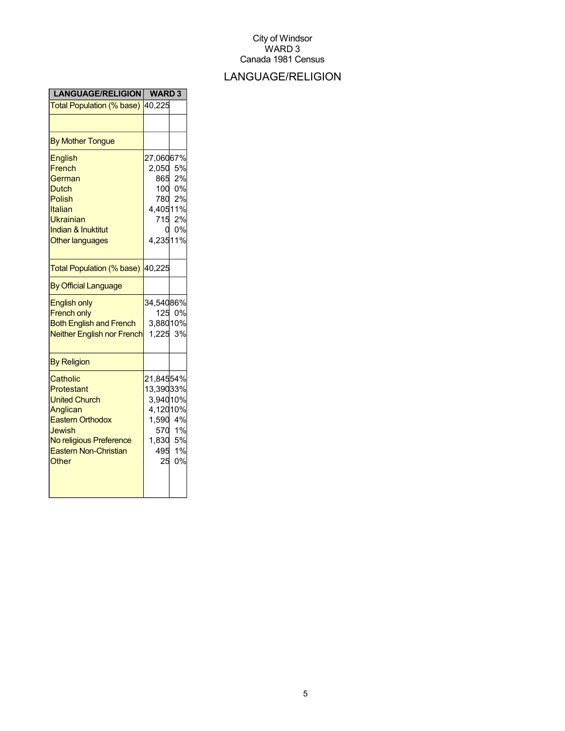City of Windsor
WARD 3
Canada 1981 Census

# LANGUAGE/RELIGION

| LANGUAGE/RELIGION | WARD 3 | |
|---|---|---|
| Total Population (% base) | 40,225 | |
| | | |
| By Mother Tongue | | |
| English | 27,060 | 67% |
| French | 2,050 | 5% |
| German | 865 | 2% |
| Dutch | 100 | 0% |
| Polish | 780 | 2% |
| Italian | 4,405 | 11% |
| Ukrainian | 715 | 2% |
| Indian & Inuktitut | 0 | 0% |
| Other languages | 4,235 | 11% |
| Total Population (% base) | 40,225 | |
| By Official Language | | |
| English only | 34,540 | 86% |
| French only | 125 | 0% |
| Both English and French | 3,880 | 10% |
| Neither English nor French | 1,225 | 3% |
| By Religion | | |
| Catholic | 21,845 | 54% |
| Protestant | 13,390 | 33% |
| United Church | 3,940 | 10% |
| Anglican | 4,120 | 10% |
| Eastern Orthodox | 1,590 | 4% |
| Jewish | 570 | 1% |
| No religious Preference | 1,830 | 5% |
| Eastern Non-Christian | 495 | 1% |
| Other | 25 | 0% |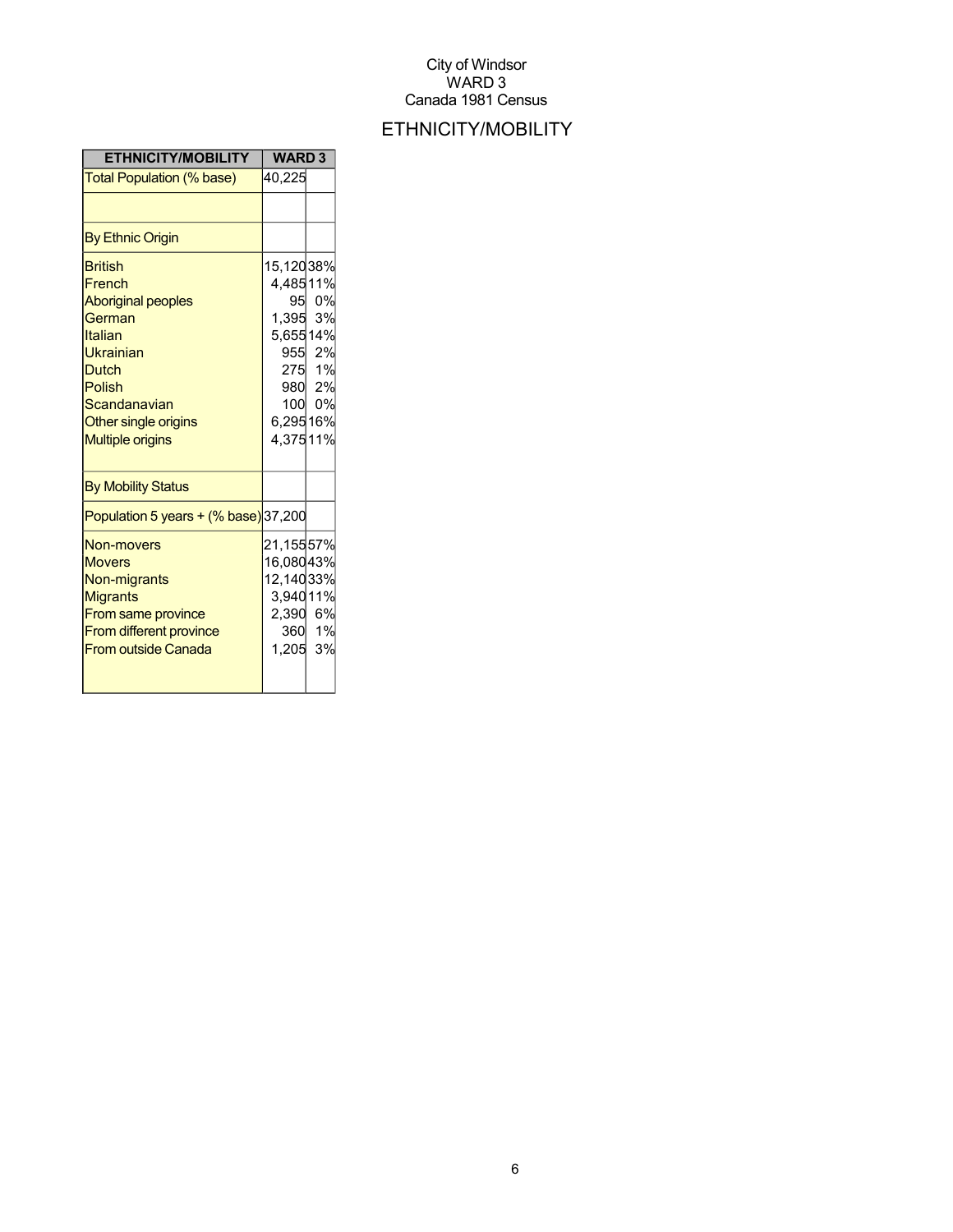City of Windsor
WARD 3
Canada 1981 Census

# ETHNICITY/MOBILITY

| ETHNICITY/MOBILITY | WARD 3 | |
|---|---|---|
| Total Population (% base) | 40,225 | |
| | | |
| By Ethnic Origin | | |
| British | 15,120 | 38% |
| French | 4,485 | 11% |
| Aboriginal peoples | 95 | 0% |
| German | 1,395 | 3% |
| Italian | 5,655 | 14% |
| Ukrainian | 955 | 2% |
| Dutch | 275 | 1% |
| Polish | 980 | 2% |
| Scandanavian | 100 | 0% |
| Other single origins | 6,295 | 16% |
| Multiple origins | 4,375 | 11% |
| By Mobility Status | | |
| Population 5 years + (% base) | 37,200 | |
| Non-movers | 21,155 | 57% |
| Movers | 16,080 | 43% |
| Non-migrants | 12,140 | 33% |
| Migrants | 3,940 | 11% |
| From same province | 2,390 | 6% |
| From different province | 360 | 1% |
| From outside Canada | 1,205 | 3% |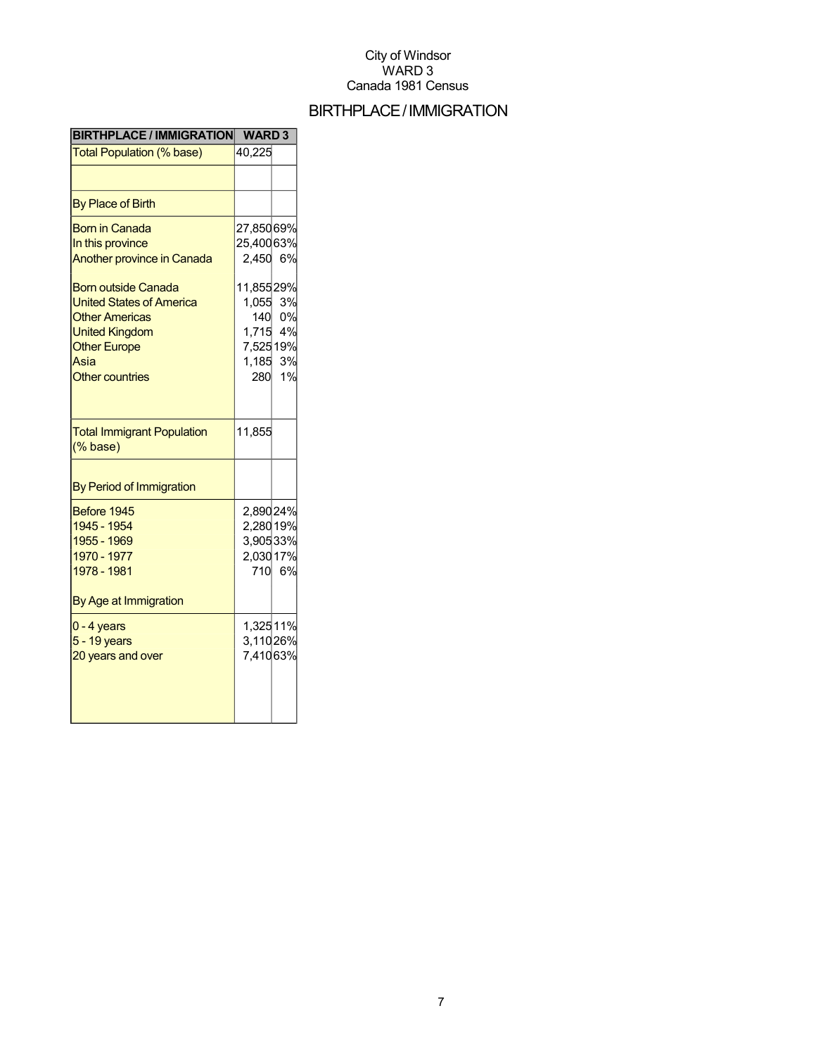City of Windsor
WARD 3
Canada 1981 Census

# BIRTHPLACE / IMMIGRATION

| BIRTHPLACE / IMMIGRATION | WARD 3 | |
|---|---|---|
| Total Population (% base) | 40,225 | |
| | | |
| By Place of Birth | | |
| Born in Canada | 27,850 | 69% |
| In this province | 25,400 | 63% |
| Another province in Canada | 2,450 | 6% |
| Born outside Canada | 11,855 | 29% |
| United States of America | 1,055 | 3% |
| Other Americas | 140 | 0% |
| United Kingdom | 1,715 | 4% |
| Other Europe | 7,525 | 19% |
| Asia | 1,185 | 3% |
| Other countries | 280 | 1% |
| Total Immigrant Population (% base) | 11,855 | |
| By Period of Immigration | | |
| Before 1945 | 2,890 | 24% |
| 1945 - 1954 | 2,280 | 19% |
| 1955 - 1969 | 3,905 | 33% |
| 1970 - 1977 | 2,030 | 17% |
| 1978 - 1981 | 710 | 6% |
| By Age at Immigration | | |
| 0 - 4 years | 1,325 | 11% |
| 5 - 19 years | 3,110 | 26% |
| 20 years and over | 7,410 | 63% |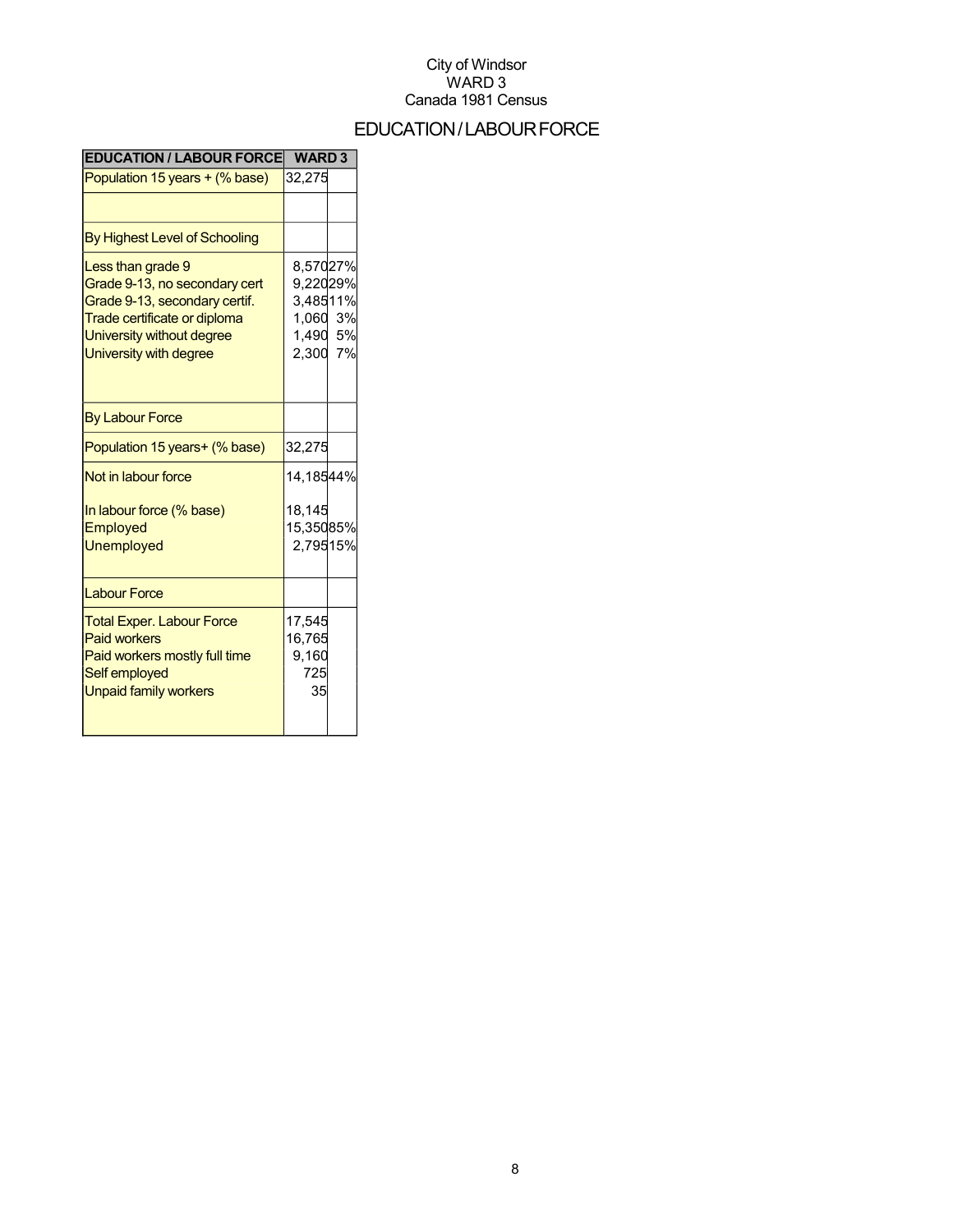City of Windsor
WARD 3
Canada 1981 Census

# EDUCATION / LABOUR FORCE

| EDUCATION / LABOUR FORCE | WARD 3 | |
|---|---|---|
| Population 15 years + (% base) | 32,275 | |
| | | |
| By Highest Level of Schooling | | |
| Less than grade 9 | 8,570 | 27% |
| Grade 9-13, no secondary cert | 9,220 | 29% |
| Grade 9-13, secondary certif. | 3,485 | 11% |
| Trade certificate or diploma | 1,060 | 3% |
| University without degree | 1,490 | 5% |
| University with degree | 2,300 | 7% |
| By Labour Force | | |
| Population 15 years+ (% base) | 32,275 | |
| Not in labour force | 14,185 | 44% |
| In labour force (% base) | 18,145 | |
| Employed | 15,350 | 85% |
| Unemployed | 2,795 | 15% |
| Labour Force | | |
| Total Exper. Labour Force | 17,545 | |
| Paid workers | 16,765 | |
| Paid workers mostly full time | 9,160 | |
| Self employed | 725 | |
| Unpaid family workers | 35 | |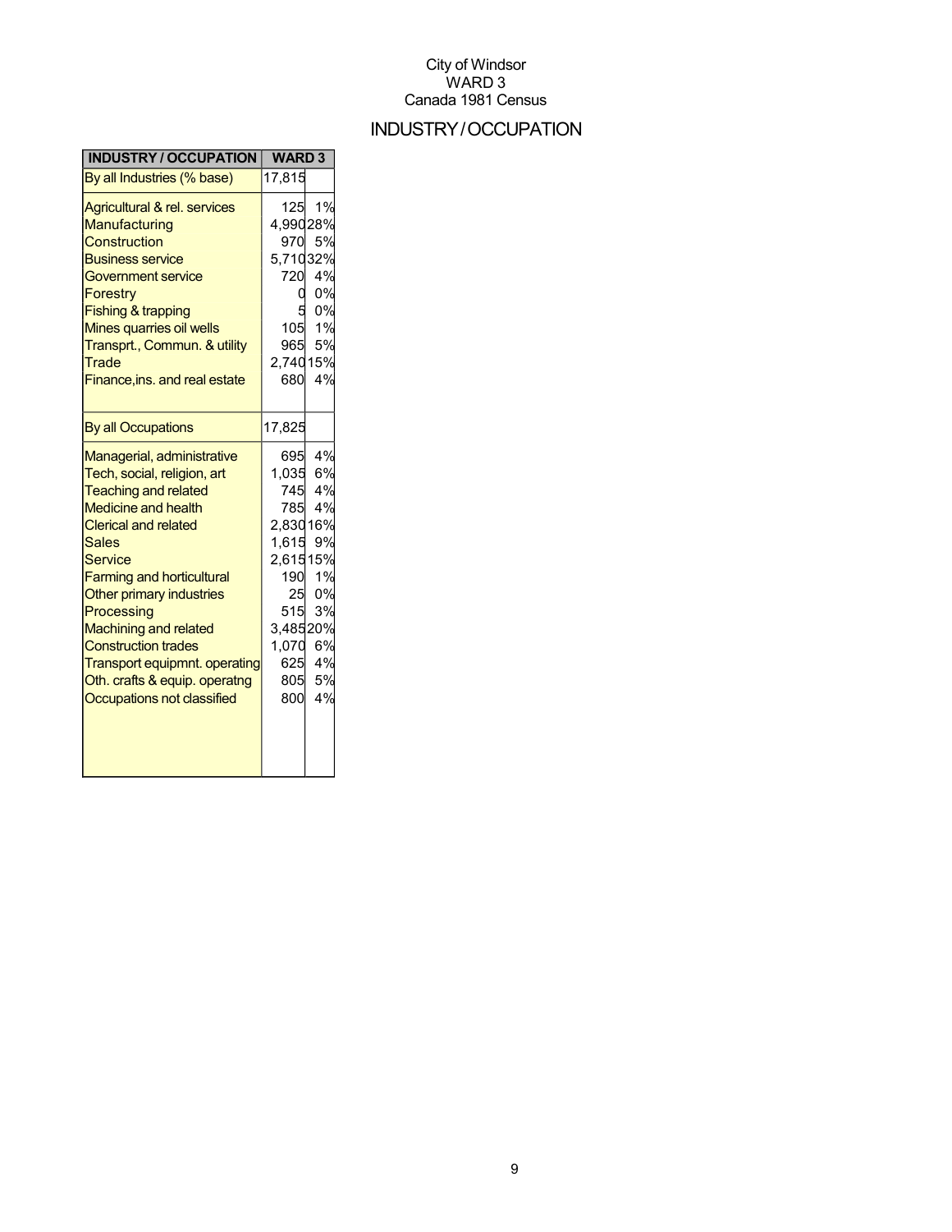City of Windsor
WARD 3
Canada 1981 Census

# INDUSTRY/OCCUPATION

| INDUSTRY / OCCUPATION | WARD 3 | |
|---|---|---|
| By all Industries (% base) | 17,815 | |
| Agricultural & rel. services | 125 | 1% |
| Manufacturing | 4,990 | 28% |
| Construction | 970 | 5% |
| Business service | 5,710 | 32% |
| Government service | 720 | 4% |
| Forestry | 0 | 0% |
| Fishing & trapping | 5 | 0% |
| Mines quarries oil wells | 105 | 1% |
| Transprt., Commun. & utility | 965 | 5% |
| Trade | 2,740 | 15% |
| Finance,ins. and real estate | 680 | 4% |
| By all Occupations | 17,825 | |
| Managerial, administrative | 695 | 4% |
| Tech, social, religion, art | 1,035 | 6% |
| Teaching and related | 745 | 4% |
| Medicine and health | 785 | 4% |
| Clerical and related | 2,830 | 16% |
| Sales | 1,615 | 9% |
| Service | 2,615 | 15% |
| Farming and horticultural | 190 | 1% |
| Other primary industries | 25 | 0% |
| Processing | 515 | 3% |
| Machining and related | 3,485 | 20% |
| Construction trades | 1,070 | 6% |
| Transport equipmnt. operating | 625 | 4% |
| Oth. crafts & equip. operatng | 805 | 5% |
| Occupations not classified | 800 | 4% |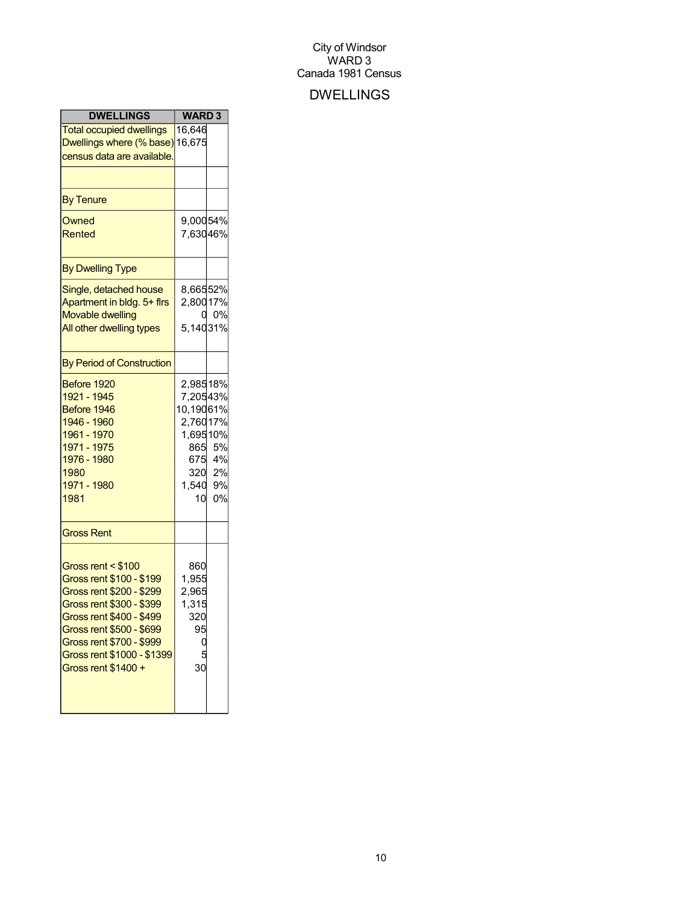City of Windsor
WARD 3
Canada 1981 Census

# DWELLINGS

| DWELLINGS | WARD 3 | |
|---|---|---|
| Total occupied dwellings | 16,646 | |
| Dwellings where (% base) census data are available. | 16,675 | |
| | | |
| By Tenure | | |
| Owned | 9,000 | 54% |
| Rented | 7,630 | 46% |
| By Dwelling Type | | |
| Single, detached house | 8,665 | 52% |
| Apartment in bldg. 5+ flrs | 2,800 | 17% |
| Movable dwelling | 0 | 0% |
| All other dwelling types | 5,140 | 31% |
| By Period of Construction | | |
| Before 1920 | 2,985 | 18% |
| 1921 - 1945 | 7,205 | 43% |
| Before 1946 | 10,190 | 61% |
| 1946 - 1960 | 2,760 | 17% |
| 1961 - 1970 | 1,695 | 10% |
| 1971 - 1975 | 865 | 5% |
| 1976 - 1980 | 675 | 4% |
| 1980 | 320 | 2% |
| 1971 - 1980 | 1,540 | 9% |
| 1981 | 10 | 0% |
| Gross Rent | | |
| Gross rent < $100 | 860 | |
| Gross rent $100 - $199 | 1,955 | |
| Gross rent $200 - $299 | 2,965 | |
| Gross rent $300 - $399 | 1,315 | |
| Gross rent $400 - $499 | 320 | |
| Gross rent $500 - $699 | 95 | |
| Gross rent $700 - $999 | 0 | |
| Gross rent $1000 - $1399 | 5 | |
| Gross rent $1400 + | 30 | |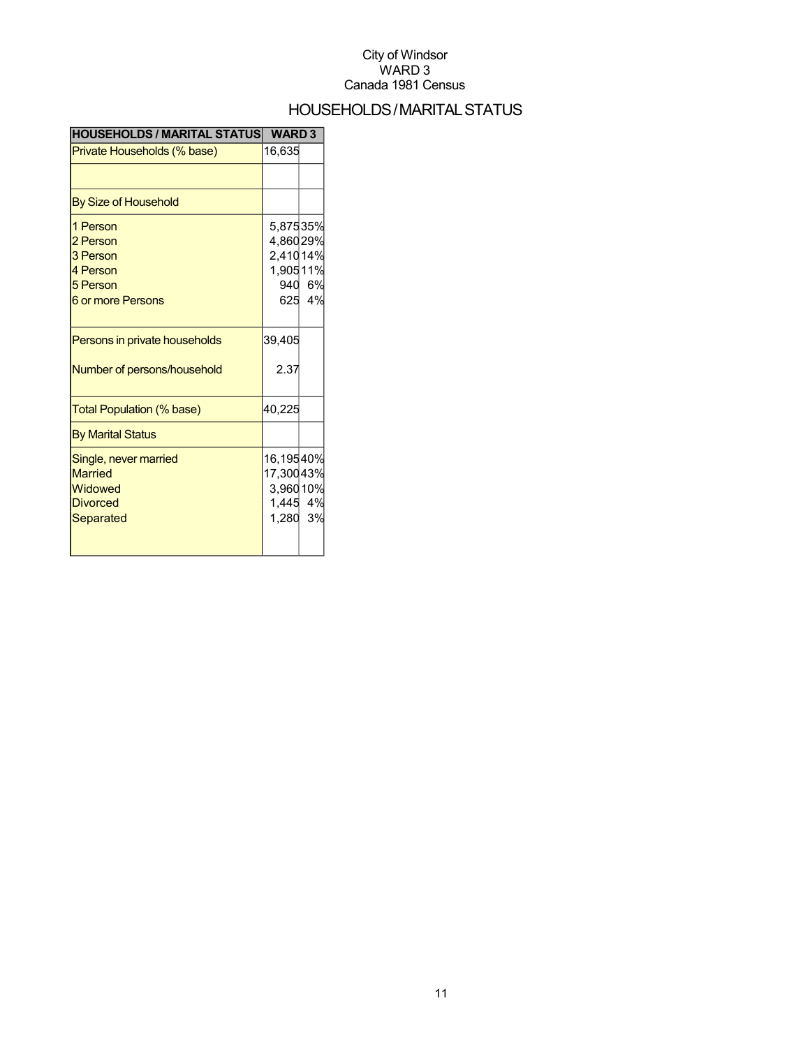City of Windsor
WARD 3
Canada 1981 Census

# HOUSEHOLDS / MARITAL STATUS

| HOUSEHOLDS / MARITAL STATUS | WARD 3 | |
|---|---|---|
| Private Households (% base) | 16,635 | |
| | | |
| By Size of Household | | |
| 1 Person | 5,875 | 35% |
| 2 Person | 4,860 | 29% |
| 3 Person | 2,410 | 14% |
| 4 Person | 1,905 | 11% |
| 5 Person | 940 | 6% |
| 6 or more Persons | 625 | 4% |
| Persons in private households | 39,405 | |
| Number of persons/household | 2.37 | |
| Total Population (% base) | 40,225 | |
| By Marital Status | | |
| Single, never married | 16,195 | 40% |
| Married | 17,300 | 43% |
| Widowed | 3,960 | 10% |
| Divorced | 1,445 | 4% |
| Separated | 1,280 | 3% |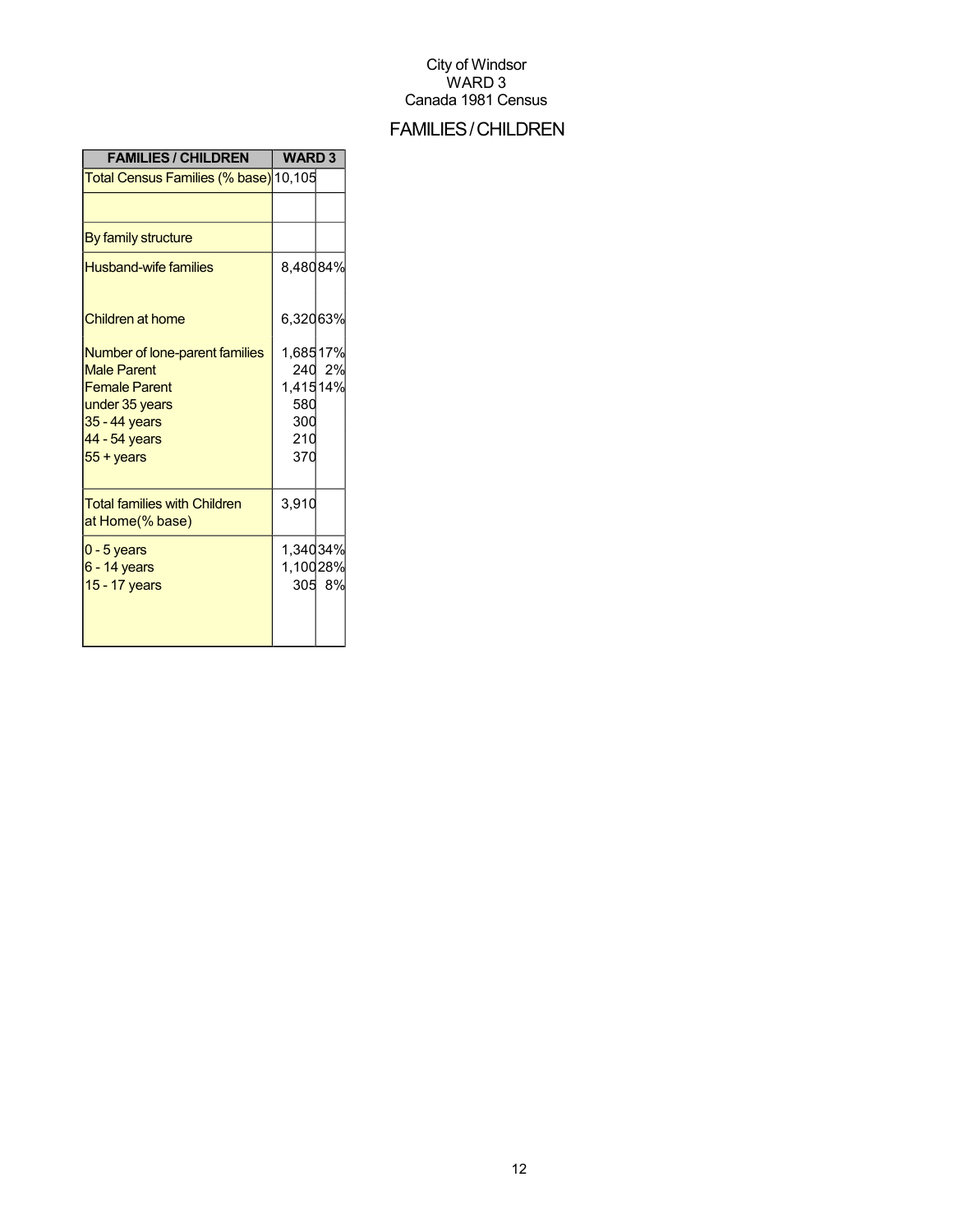City of Windsor
WARD 3
Canada 1981 Census

# FAMILIES / CHILDREN

| FAMILIES / CHILDREN | WARD 3 | |
|---|---|---|
| Total Census Families (% base) | 10,105 | |
| | | |
| By family structure | | |
| Husband-wife families | 8,480 | 84% |
| Children at home | 6,320 | 63% |
| Number of lone-parent families | 1,685 | 17% |
| Male Parent | 240 | 2% |
| Female Parent | 1,415 | 14% |
| under 35 years | 580 | |
| 35 - 44 years | 300 | |
| 44 - 54 years | 210 | |
| 55 + years | 370 | |
| Total families with Children at Home(% base) | 3,910 | |
| 0 - 5 years | 1,340 | 34% |
| 6 - 14 years | 1,100 | 28% |
| 15 - 17 years | 305 | 8% |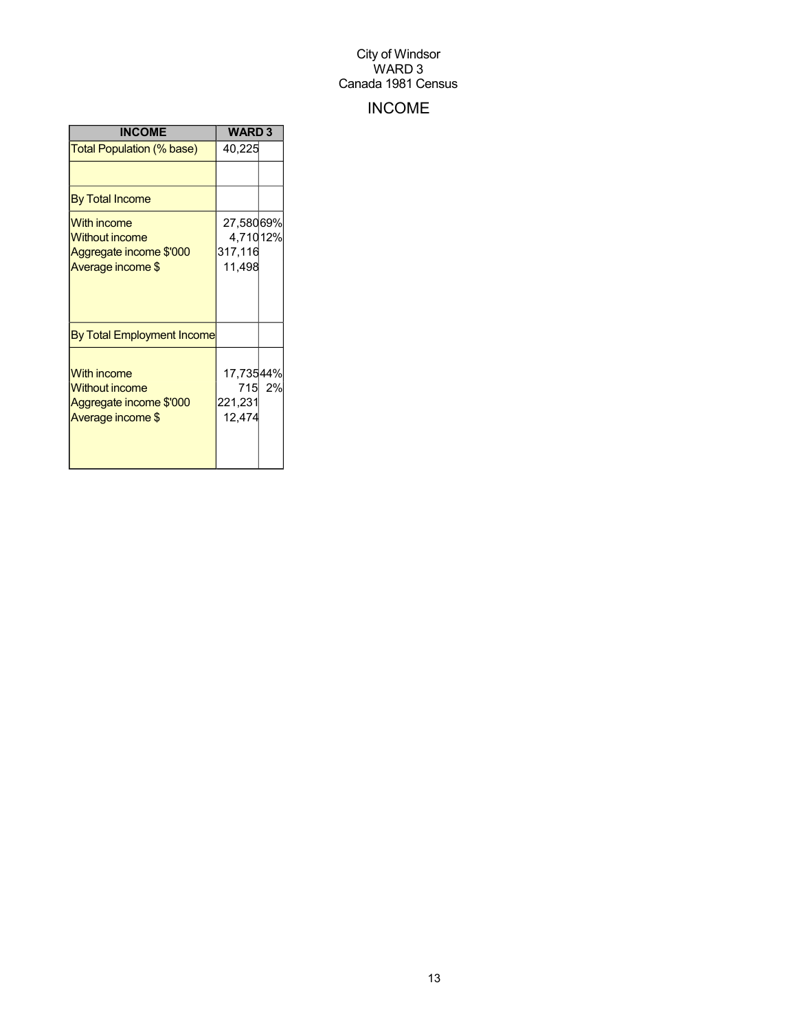City of Windsor
WARD 3
Canada 1981 Census

# INCOME

| INCOME | WARD 3 | |
|---|---|---|
| Total Population (% base) | 40,225 | |
| | | |
| By Total Income | | |
| With income | 27,580 | 69% |
| Without income | 4,710 | 12% |
| Aggregate income $'000 | 317,116 | |
| Average income $ | 11,498 | |
| By Total Employment Income | | |
| With income | 17,735 | 44% |
| Without income | 715 | 2% |
| Aggregate income $'000 | 221,231 | |
| Average income $ | 12,474 | |